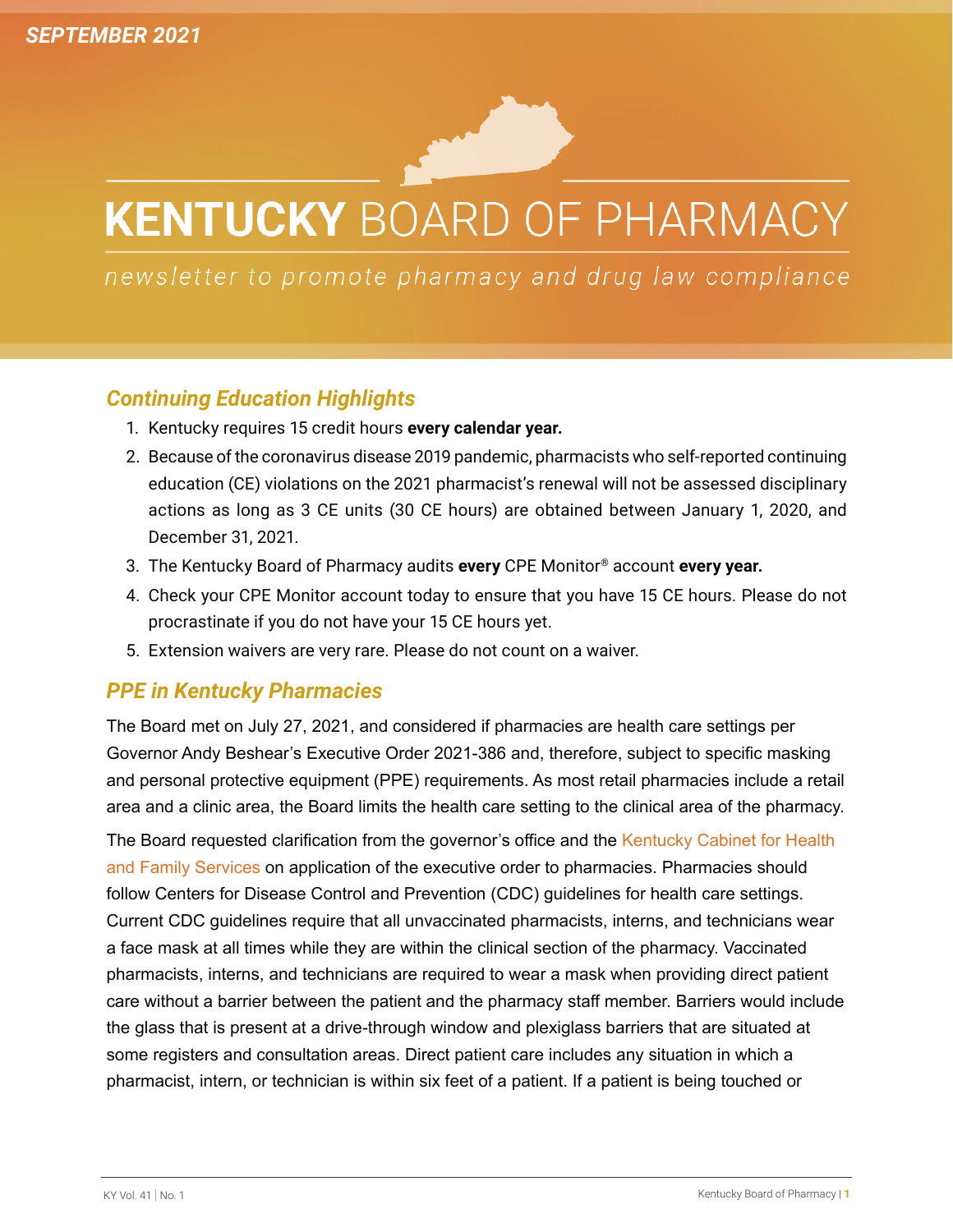SEPTEMBER 2021

# KENTUCKY BOARD OF PHARMACY

*newsletter to promote pharmacy and drug law compliance*

## Continuing Education Highlights

1. Kentucky requires 15 credit hours **every calendar year.**
2. Because of the coronavirus disease 2019 pandemic, pharmacists who self-reported continuing education (CE) violations on the 2021 pharmacist's renewal will not be assessed disciplinary actions as long as 3 CE units (30 CE hours) are obtained between January 1, 2020, and December 31, 2021.
3. The Kentucky Board of Pharmacy audits **every** CPE Monitor® account **every year.**
4. Check your CPE Monitor account today to ensure that you have 15 CE hours. Please do not procrastinate if you do not have your 15 CE hours yet.
5. Extension waivers are very rare. Please do not count on a waiver.

## PPE in Kentucky Pharmacies

The Board met on July 27, 2021, and considered if pharmacies are health care settings per Governor Andy Beshear's Executive Order 2021-386 and, therefore, subject to specific masking and personal protective equipment (PPE) requirements. As most retail pharmacies include a retail area and a clinic area, the Board limits the health care setting to the clinical area of the pharmacy.

The Board requested clarification from the governor's office and the Kentucky Cabinet for Health and Family Services on application of the executive order to pharmacies. Pharmacies should follow Centers for Disease Control and Prevention (CDC) guidelines for health care settings. Current CDC guidelines require that all unvaccinated pharmacists, interns, and technicians wear a face mask at all times while they are within the clinical section of the pharmacy. Vaccinated pharmacists, interns, and technicians are required to wear a mask when providing direct patient care without a barrier between the patient and the pharmacy staff member. Barriers would include the glass that is present at a drive-through window and plexiglass barriers that are situated at some registers and consultation areas. Direct patient care includes any situation in which a pharmacist, intern, or technician is within six feet of a patient. If a patient is being touched or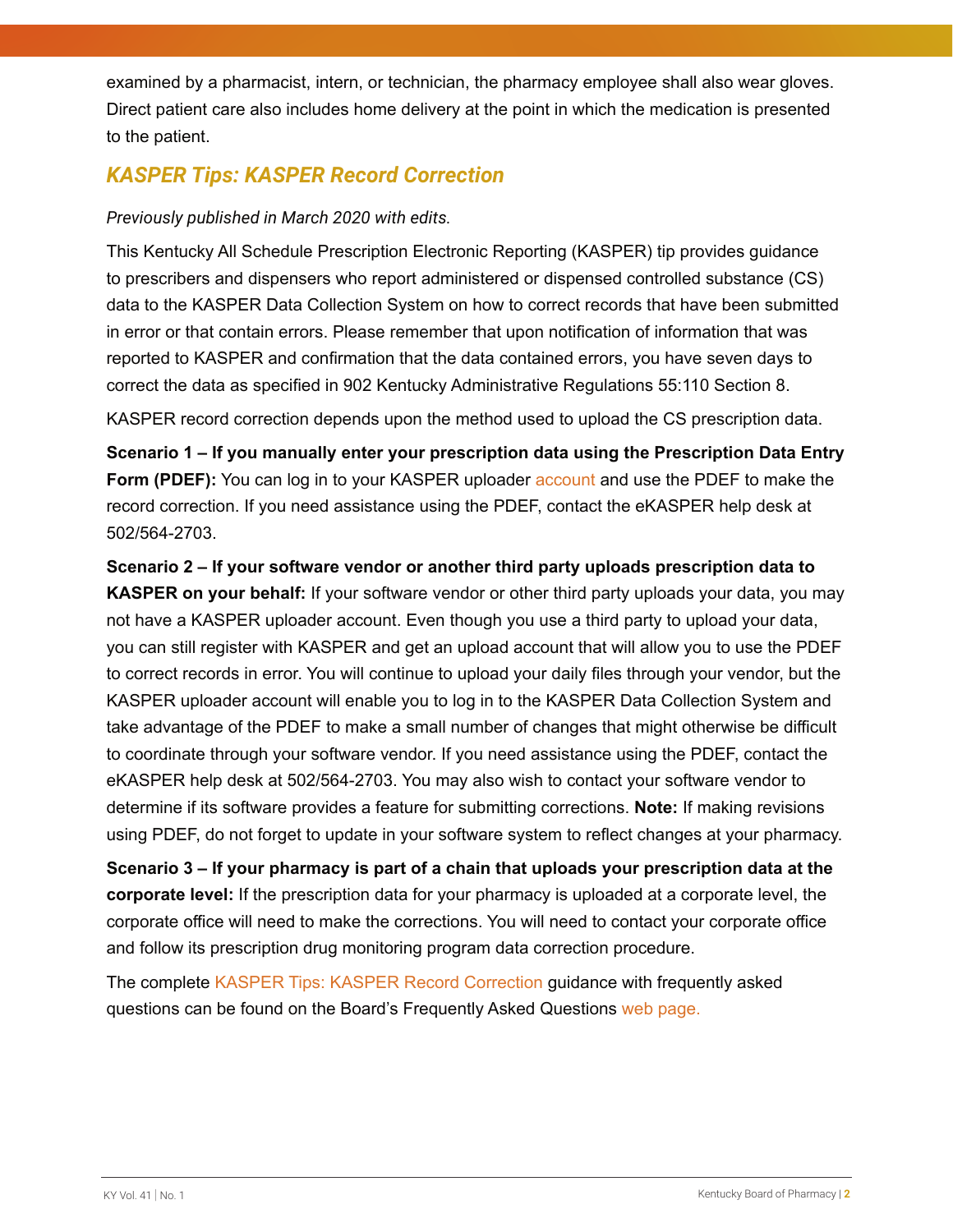examined by a pharmacist, intern, or technician, the pharmacy employee shall also wear gloves. Direct patient care also includes home delivery at the point in which the medication is presented to the patient.

## KASPER Tips: KASPER Record Correction

*Previously published in March 2020 with edits.*

This Kentucky All Schedule Prescription Electronic Reporting (KASPER) tip provides guidance to prescribers and dispensers who report administered or dispensed controlled substance (CS) data to the KASPER Data Collection System on how to correct records that have been submitted in error or that contain errors. Please remember that upon notification of information that was reported to KASPER and confirmation that the data contained errors, you have seven days to correct the data as specified in 902 Kentucky Administrative Regulations 55:110 Section 8.

KASPER record correction depends upon the method used to upload the CS prescription data.

**Scenario 1 – If you manually enter your prescription data using the Prescription Data Entry Form (PDEF):** You can log in to your KASPER uploader account and use the PDEF to make the record correction. If you need assistance using the PDEF, contact the eKASPER help desk at 502/564-2703.

**Scenario 2 – If your software vendor or another third party uploads prescription data to KASPER on your behalf:** If your software vendor or other third party uploads your data, you may not have a KASPER uploader account. Even though you use a third party to upload your data, you can still register with KASPER and get an upload account that will allow you to use the PDEF to correct records in error. You will continue to upload your daily files through your vendor, but the KASPER uploader account will enable you to log in to the KASPER Data Collection System and take advantage of the PDEF to make a small number of changes that might otherwise be difficult to coordinate through your software vendor. If you need assistance using the PDEF, contact the eKASPER help desk at 502/564-2703. You may also wish to contact your software vendor to determine if its software provides a feature for submitting corrections. **Note:** If making revisions using PDEF, do not forget to update in your software system to reflect changes at your pharmacy.

**Scenario 3 – If your pharmacy is part of a chain that uploads your prescription data at the corporate level:** If the prescription data for your pharmacy is uploaded at a corporate level, the corporate office will need to make the corrections. You will need to contact your corporate office and follow its prescription drug monitoring program data correction procedure.

The complete KASPER Tips: KASPER Record Correction guidance with frequently asked questions can be found on the Board's Frequently Asked Questions web page.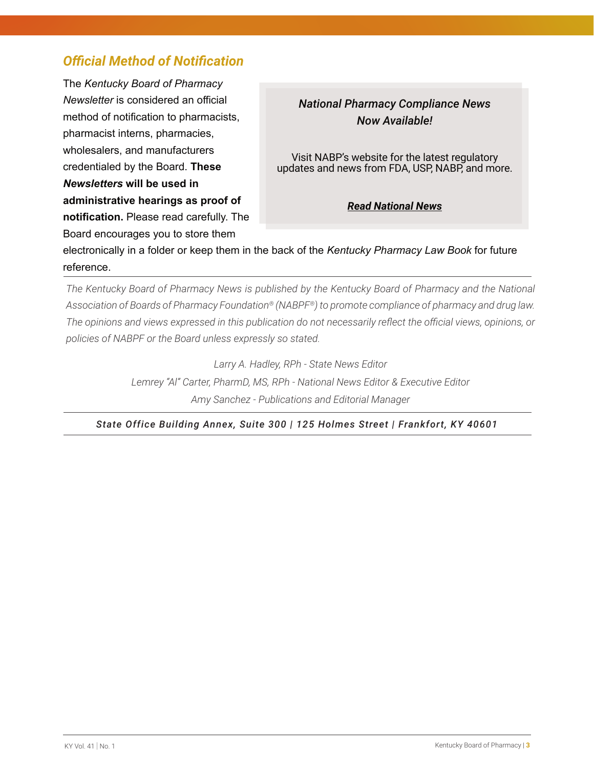## *Official Method of Notification*

The *Kentucky Board of Pharmacy Newsletter* is considered an official method of notification to pharmacists, pharmacist interns, pharmacies, wholesalers, and manufacturers credentialed by the Board. **These *Newsletters* will be used in administrative hearings as proof of notification.** Please read carefully. The Board encourages you to store them electronically in a folder or keep them in the back of the *Kentucky Pharmacy Law Book* for future reference.

***National Pharmacy Compliance News Now Available!***

Visit NABP's website for the latest regulatory updates and news from FDA, USP, NABP, and more.

***Read National News***

---

*The Kentucky Board of Pharmacy News is published by the Kentucky Board of Pharmacy and the National Association of Boards of Pharmacy Foundation® (NABPF®) to promote compliance of pharmacy and drug law. The opinions and views expressed in this publication do not necessarily reflect the official views, opinions, or policies of NABPF or the Board unless expressly so stated.*

*Larry A. Hadley, RPh - State News Editor*

*Lemrey "Al" Carter, PharmD, MS, RPh - National News Editor & Executive Editor*

*Amy Sanchez - Publications and Editorial Manager*

---

***State Office Building Annex, Suite 300 | 125 Holmes Street | Frankfort, KY 40601***